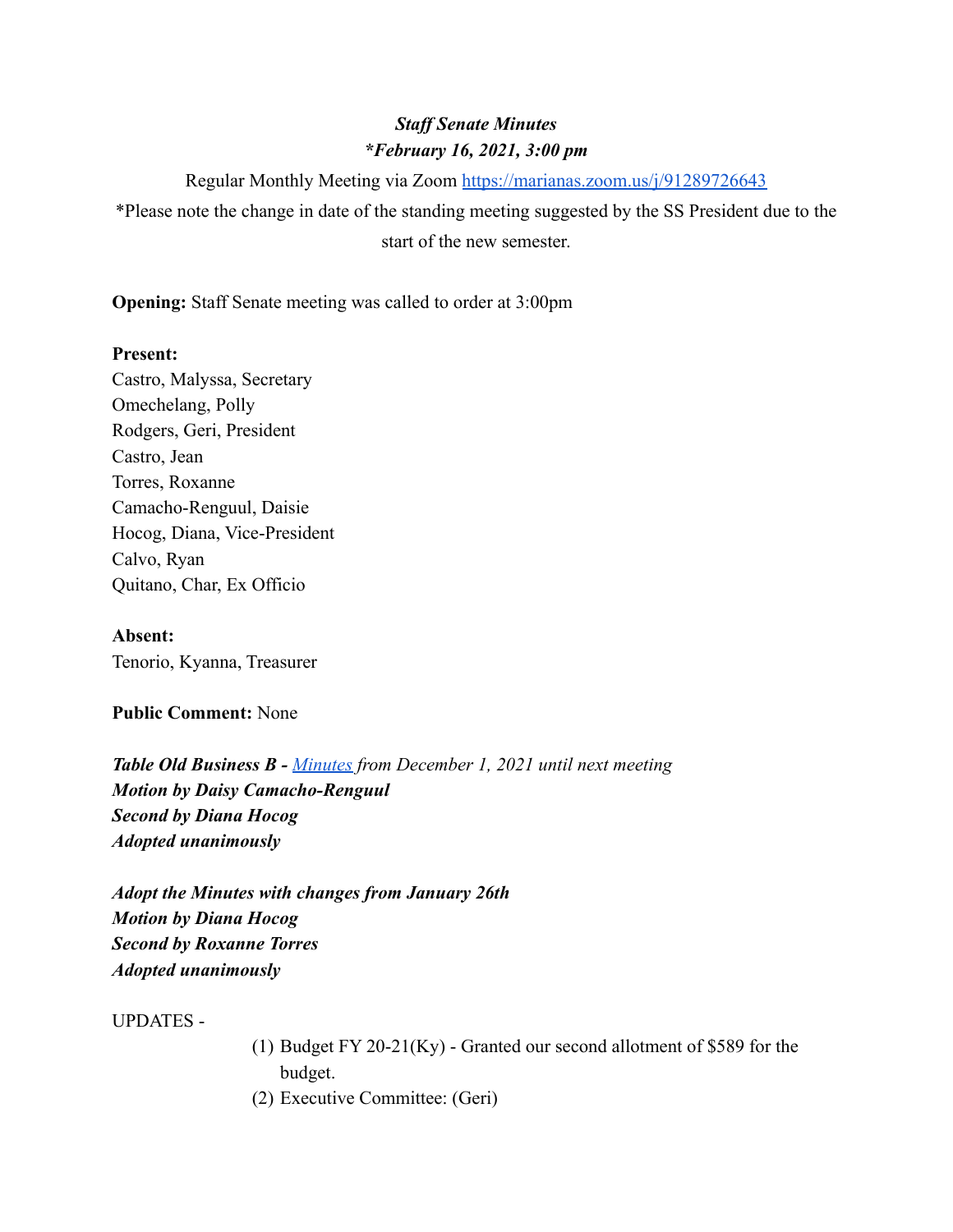***Staff Senate Minutes***

***\*February 16, 2021, 3:00 pm***

Regular Monthly Meeting via Zoom [https://marianas.zoom.us/j/91289726643](https://marianas.zoom.us/j/91289726643)

*Please note the change in date of the standing meeting suggested by the SS President due to the start of the new semester.

**Opening:** Staff Senate meeting was called to order at 3:00pm

**Present:**
Castro, Malyssa, Secretary
Omechelang, Polly
Rodgers, Geri, President
Castro, Jean
Torres, Roxanne
Camacho-Renguul, Daisie
Hocog, Diana, Vice-President
Calvo, Ryan
Quitano, Char, Ex Officio

**Absent:**
Tenorio, Kyanna, Treasurer

**Public Comment:** None

***Table Old Business B - [Minutes](#) from December 1, 2021 until next meeting***
***Motion by Daisy Camacho-Renguul***
***Second by Diana Hocog***
***Adopted unanimously***

***Adopt the Minutes with changes from January 26th***
***Motion by Diana Hocog***
***Second by Roxanne Torres***
***Adopted unanimously***

UPDATES -

(1) Budget FY 20-21(Ky) - Granted our second allotment of $589 for the budget.
(2) Executive Committee: (Geri)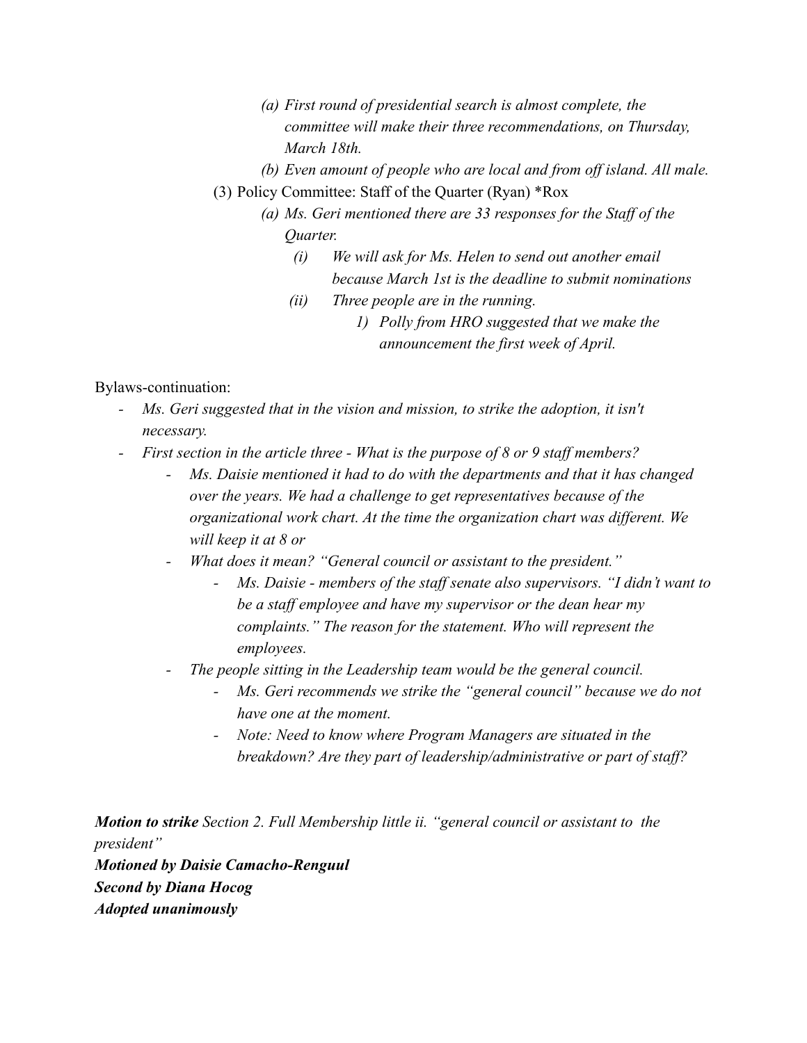- (a) *First round of presidential search is almost complete, the committee will make their three recommendations, on Thursday, March 18th.*
   - (b) *Even amount of people who are local and from off island. All male.*
- (3) Policy Committee: Staff of the Quarter (Ryan) *Rox
   - (a) *Ms. Geri mentioned there are 33 responses for the Staff of the Quarter.*
      - (i) *We will ask for Ms. Helen to send out another email because March 1st is the deadline to submit nominations*
      - (ii) *Three people are in the running.*
         - 1) *Polly from HRO suggested that we make the announcement the first week of April.*

Bylaws-continuation:

- *Ms. Geri suggested that in the vision and mission, to strike the adoption, it isn't necessary.*
- *First section in the article three - What is the purpose of 8 or 9 staff members?*
   - *Ms. Daisie mentioned it had to do with the departments and that it has changed over the years. We had a challenge to get representatives because of the organizational work chart. At the time the organization chart was different. We will keep it at 8 or*
   - *What does it mean? "General council or assistant to the president."*
      - *Ms. Daisie - members of the staff senate also supervisors. "I didn't want to be a staff employee and have my supervisor or the dean hear my complaints." The reason for the statement. Who will represent the employees.*
   - *The people sitting in the Leadership team would be the general council.*
      - *Ms. Geri recommends we strike the "general council" because we do not have one at the moment.*
      - *Note: Need to know where Program Managers are situated in the breakdown? Are they part of leadership/administrative or part of staff?*

***Motion to strike*** *Section 2. Full Membership little ii. "general council or assistant to the president"*
***Motioned by Daisie Camacho-Renguul***
***Second by Diana Hocog***
***Adopted unanimously***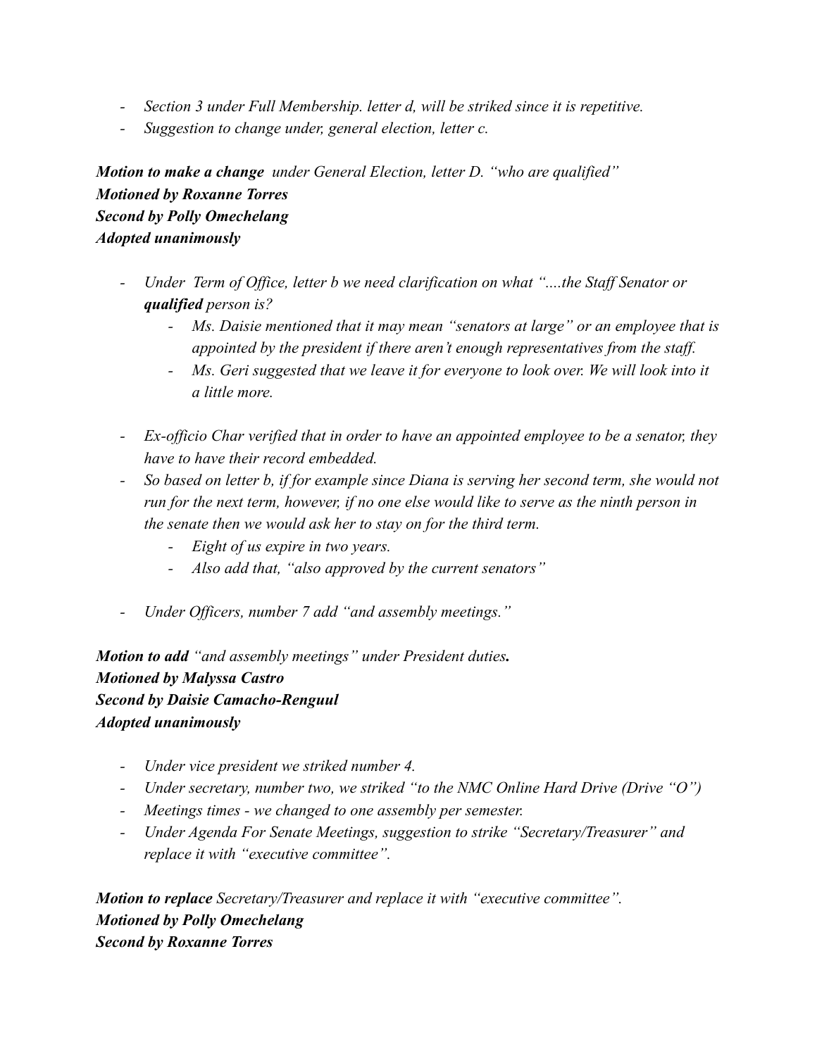- *Section 3 under Full Membership. letter d, will be striked since it is repetitive.*
- *Suggestion to change under, general election, letter c.*

***Motion to make a change*** *under General Election, letter D. "who are qualified"*
***Motioned by Roxanne Torres***
***Second by Polly Omechelang***
***Adopted unanimously***

- *Under Term of Office, letter b we need clarification on what "....the Staff Senator or **qualified** person is?*
    - *Ms. Daisie mentioned that it may mean "senators at large" or an employee that is appointed by the president if there aren't enough representatives from the staff.*
    - *Ms. Geri suggested that we leave it for everyone to look over. We will look into it a little more.*

- *Ex-officio Char verified that in order to have an appointed employee to be a senator, they have to have their record embedded.*
- *So based on letter b, if for example since Diana is serving her second term, she would not run for the next term, however, if no one else would like to serve as the ninth person in the senate then we would ask her to stay on for the third term.*
    - *Eight of us expire in two years.*
    - *Also add that, "also approved by the current senators"*

- *Under Officers, number 7 add "and assembly meetings."*

***Motion to add*** *"and assembly meetings" under President duties**.***
***Motioned by Malyssa Castro***
***Second by Daisie Camacho-Renguul***
***Adopted unanimously***

- *Under vice president we striked number 4.*
- *Under secretary, number two, we striked "to the NMC Online Hard Drive (Drive "O")*
- *Meetings times - we changed to one assembly per semester.*
- *Under Agenda For Senate Meetings, suggestion to strike "Secretary/Treasurer" and replace it with "executive committee".*

***Motion to replace*** *Secretary/Treasurer and replace it with "executive committee".*
***Motioned by Polly Omechelang***
***Second by Roxanne Torres***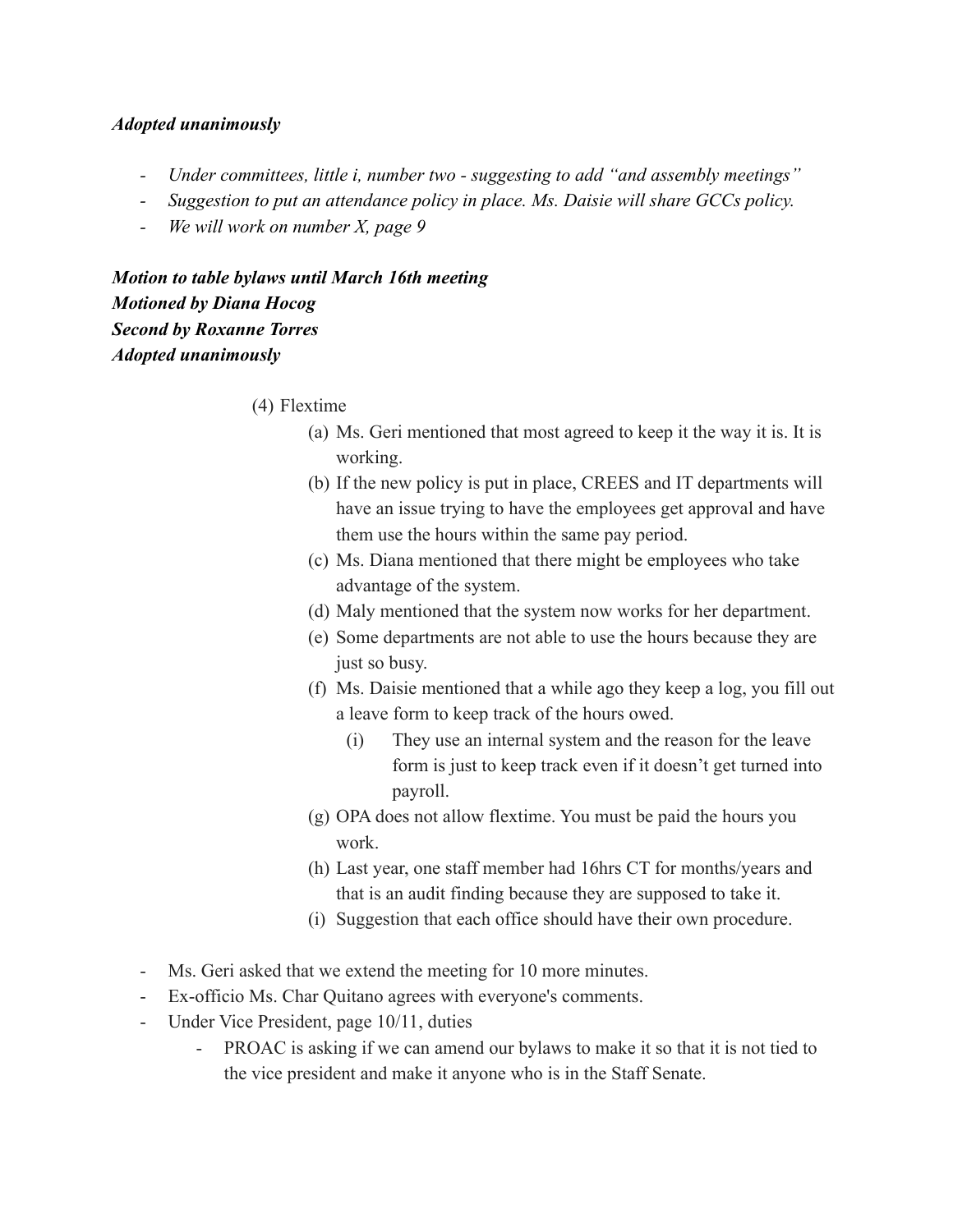***Adopted unanimously***

- *Under committees, little i, number two - suggesting to add "and assembly meetings"*
- *Suggestion to put an attendance policy in place. Ms. Daisie will share GCCs policy.*
- *We will work on number X, page 9*

***Motion to table bylaws until March 16th meeting***
***Motioned by Diana Hocog***
***Second by Roxanne Torres***
***Adopted unanimously***

(4) Flextime
  (a) Ms. Geri mentioned that most agreed to keep it the way it is. It is working.
  (b) If the new policy is put in place, CREES and IT departments will have an issue trying to have the employees get approval and have them use the hours within the same pay period.
  (c) Ms. Diana mentioned that there might be employees who take advantage of the system.
  (d) Maly mentioned that the system now works for her department.
  (e) Some departments are not able to use the hours because they are just so busy.
  (f) Ms. Daisie mentioned that a while ago they keep a log, you fill out a leave form to keep track of the hours owed.
    (i) They use an internal system and the reason for the leave form is just to keep track even if it doesn't get turned into payroll.
  (g) OPA does not allow flextime. You must be paid the hours you work.
  (h) Last year, one staff member had 16hrs CT for months/years and that is an audit finding because they are supposed to take it.
  (i) Suggestion that each office should have their own procedure.

- Ms. Geri asked that we extend the meeting for 10 more minutes.
- Ex-officio Ms. Char Quitano agrees with everyone's comments.
- Under Vice President, page 10/11, duties
  - PROAC is asking if we can amend our bylaws to make it so that it is not tied to the vice president and make it anyone who is in the Staff Senate.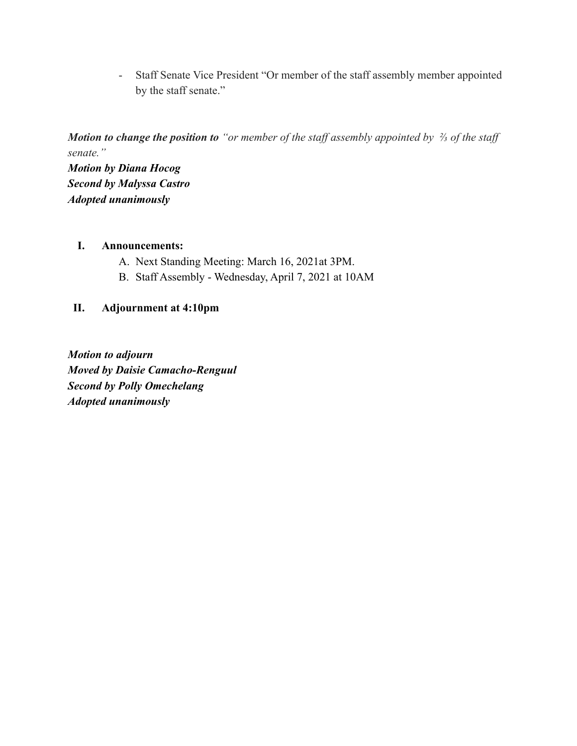- Staff Senate Vice President "Or member of the staff assembly member appointed by the staff senate."

***Motion to change the position to*** *"or member of the staff assembly appointed by ⅔ of the staff senate."*
***Motion by Diana Hocog***
***Second by Malyssa Castro***
***Adopted unanimously***

**I. Announcements:**

A. Next Standing Meeting: March 16, 2021at 3PM.
B. Staff Assembly - Wednesday, April 7, 2021 at 10AM

**II. Adjournment at 4:10pm**

***Motion to adjourn***
***Moved by Daisie Camacho-Renguul***
***Second by Polly Omechelang***
***Adopted unanimously***